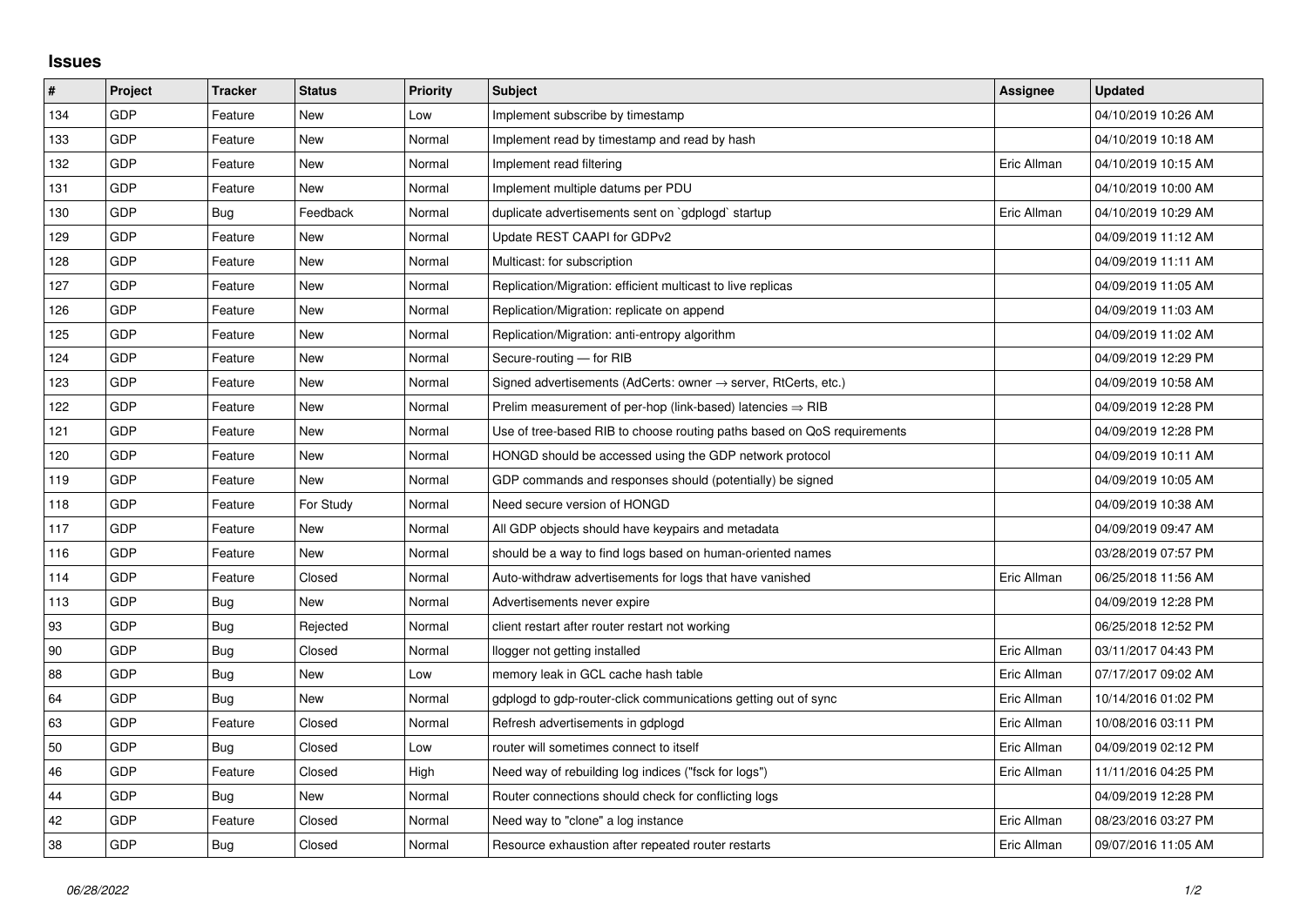## Issues

| # | Project | Tracker | Status | Priority | Subject | Assignee | Updated |
|---|---|---|---|---|---|---|---|
| 134 | GDP | Feature | New | Low | Implement subscribe by timestamp | | 04/10/2019 10:26 AM |
| 133 | GDP | Feature | New | Normal | Implement read by timestamp and read by hash | | 04/10/2019 10:18 AM |
| 132 | GDP | Feature | New | Normal | Implement read filtering | Eric Allman | 04/10/2019 10:15 AM |
| 131 | GDP | Feature | New | Normal | Implement multiple datums per PDU | | 04/10/2019 10:00 AM |
| 130 | GDP | Bug | Feedback | Normal | duplicate advertisements sent on `gdplogd` startup | Eric Allman | 04/10/2019 10:29 AM |
| 129 | GDP | Feature | New | Normal | Update REST CAAPI for GDPv2 | | 04/09/2019 11:12 AM |
| 128 | GDP | Feature | New | Normal | Multicast: for subscription | | 04/09/2019 11:11 AM |
| 127 | GDP | Feature | New | Normal | Replication/Migration: efficient multicast to live replicas | | 04/09/2019 11:05 AM |
| 126 | GDP | Feature | New | Normal | Replication/Migration: replicate on append | | 04/09/2019 11:03 AM |
| 125 | GDP | Feature | New | Normal | Replication/Migration: anti-entropy algorithm | | 04/09/2019 11:02 AM |
| 124 | GDP | Feature | New | Normal | Secure-routing — for RIB | | 04/09/2019 12:29 PM |
| 123 | GDP | Feature | New | Normal | Signed advertisements (AdCerts: owner → server, RtCerts, etc.) | | 04/09/2019 10:58 AM |
| 122 | GDP | Feature | New | Normal | Prelim measurement of per-hop (link-based) latencies ⇒ RIB | | 04/09/2019 12:28 PM |
| 121 | GDP | Feature | New | Normal | Use of tree-based RIB to choose routing paths based on QoS requirements | | 04/09/2019 12:28 PM |
| 120 | GDP | Feature | New | Normal | HONGD should be accessed using the GDP network protocol | | 04/09/2019 10:11 AM |
| 119 | GDP | Feature | New | Normal | GDP commands and responses should (potentially) be signed | | 04/09/2019 10:05 AM |
| 118 | GDP | Feature | For Study | Normal | Need secure version of HONGD | | 04/09/2019 10:38 AM |
| 117 | GDP | Feature | New | Normal | All GDP objects should have keypairs and metadata | | 04/09/2019 09:47 AM |
| 116 | GDP | Feature | New | Normal | should be a way to find logs based on human-oriented names | | 03/28/2019 07:57 PM |
| 114 | GDP | Feature | Closed | Normal | Auto-withdraw advertisements for logs that have vanished | Eric Allman | 06/25/2018 11:56 AM |
| 113 | GDP | Bug | New | Normal | Advertisements never expire | | 04/09/2019 12:28 PM |
| 93 | GDP | Bug | Rejected | Normal | client restart after router restart not working | | 06/25/2018 12:52 PM |
| 90 | GDP | Bug | Closed | Normal | llogger not getting installed | Eric Allman | 03/11/2017 04:43 PM |
| 88 | GDP | Bug | New | Low | memory leak in GCL cache hash table | Eric Allman | 07/17/2017 09:02 AM |
| 64 | GDP | Bug | New | Normal | gdplogd to gdp-router-click communications getting out of sync | Eric Allman | 10/14/2016 01:02 PM |
| 63 | GDP | Feature | Closed | Normal | Refresh advertisements in gdplogd | Eric Allman | 10/08/2016 03:11 PM |
| 50 | GDP | Bug | Closed | Low | router will sometimes connect to itself | Eric Allman | 04/09/2019 02:12 PM |
| 46 | GDP | Feature | Closed | High | Need way of rebuilding log indices ("fsck for logs") | Eric Allman | 11/11/2016 04:25 PM |
| 44 | GDP | Bug | New | Normal | Router connections should check for conflicting logs | | 04/09/2019 12:28 PM |
| 42 | GDP | Feature | Closed | Normal | Need way to "clone" a log instance | Eric Allman | 08/23/2016 03:27 PM |
| 38 | GDP | Bug | Closed | Normal | Resource exhaustion after repeated router restarts | Eric Allman | 09/07/2016 11:05 AM |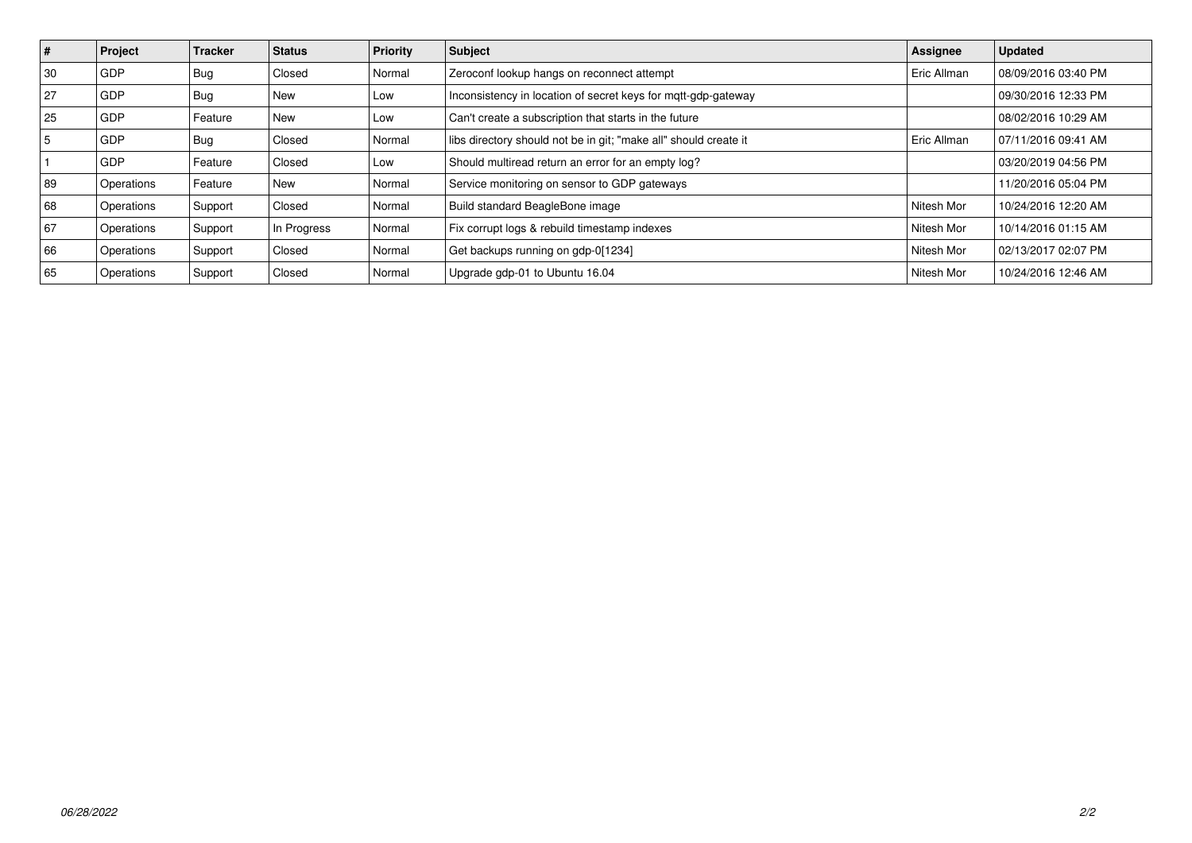| # | Project | Tracker | Status | Priority | Subject | Assignee | Updated |
|---|---|---|---|---|---|---|---|
| 30 | GDP | Bug | Closed | Normal | Zeroconf lookup hangs on reconnect attempt | Eric Allman | 08/09/2016 03:40 PM |
| 27 | GDP | Bug | New | Low | Inconsistency in location of secret keys for mqtt-gdp-gateway | | 09/30/2016 12:33 PM |
| 25 | GDP | Feature | New | Low | Can't create a subscription that starts in the future | | 08/02/2016 10:29 AM |
| 5 | GDP | Bug | Closed | Normal | libs directory should not be in git; "make all" should create it | Eric Allman | 07/11/2016 09:41 AM |
| 1 | GDP | Feature | Closed | Low | Should multiread return an error for an empty log? | | 03/20/2019 04:56 PM |
| 89 | Operations | Feature | New | Normal | Service monitoring on sensor to GDP gateways | | 11/20/2016 05:04 PM |
| 68 | Operations | Support | Closed | Normal | Build standard BeagleBone image | Nitesh Mor | 10/24/2016 12:20 AM |
| 67 | Operations | Support | In Progress | Normal | Fix corrupt logs & rebuild timestamp indexes | Nitesh Mor | 10/14/2016 01:15 AM |
| 66 | Operations | Support | Closed | Normal | Get backups running on gdp-0[1234] | Nitesh Mor | 02/13/2017 02:07 PM |
| 65 | Operations | Support | Closed | Normal | Upgrade gdp-01 to Ubuntu 16.04 | Nitesh Mor | 10/24/2016 12:46 AM |